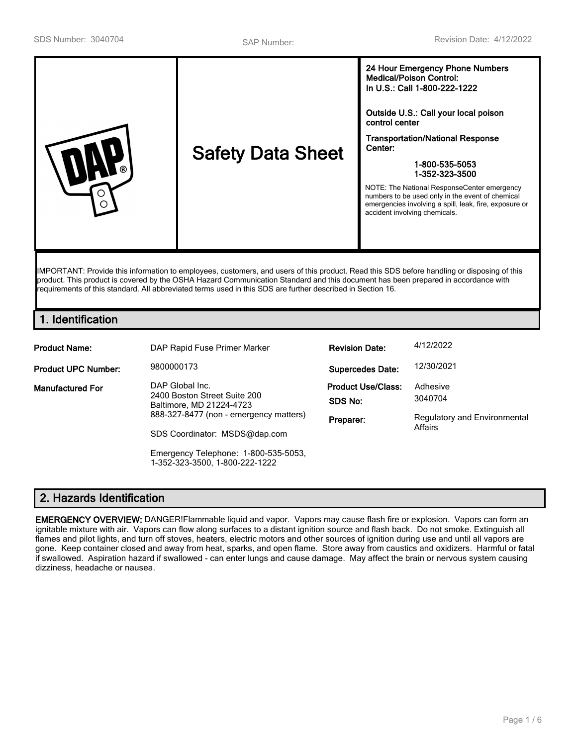SDS Number: 3040704 | SAP Number: | Revision Date: 4/12/2022

| DAP | Safety Data Sheet | **24 Hour Emergency Phone Numbers Medical/Poison Control: In U.S.: Call 1-800-222-1222**<br><br>**Outside U.S.: Call your local poison control center**<br><br>**Transportation/National Response Center:**<br>**1-800-535-5053**<br>**1-352-323-3500**<br><br>NOTE: The National ResponseCenter emergency numbers to be used only in the event of chemical emergencies involving a spill, leak, fire, exposure or accident involving chemicals. |
|---|---|---|

IMPORTANT: Provide this information to employees, customers, and users of this product. Read this SDS before handling or disposing of this product. This product is covered by the OSHA Hazard Communication Standard and this document has been prepared in accordance with requirements of this standard. All abbreviated terms used in this SDS are further described in Section 16.

## 1. Identification

| | | | |
|---|---|---|---|
| **Product Name:** | DAP Rapid Fuse Primer Marker | **Revision Date:** | 4/12/2022 |
| **Product UPC Number:** | 9800000173 | **Supercedes Date:** | 12/30/2021 |
| **Manufactured For** | DAP Global Inc.<br>2400 Boston Street Suite 200<br>Baltimore, MD 21224-4723<br>888-327-8477 (non - emergency matters)<br><br>SDS Coordinator: MSDS@dap.com<br><br>Emergency Telephone: 1-800-535-5053, 1-352-323-3500, 1-800-222-1222 | **Product Use/Class:**<br>**SDS No:**<br>**Preparer:** | Adhesive<br>3040704<br>Regulatory and Environmental Affairs |

## 2. Hazards Identification

**EMERGENCY OVERVIEW:** DANGER!Flammable liquid and vapor. Vapors may cause flash fire or explosion. Vapors can form an ignitable mixture with air. Vapors can flow along surfaces to a distant ignition source and flash back. Do not smoke. Extinguish all flames and pilot lights, and turn off stoves, heaters, electric motors and other sources of ignition during use and until all vapors are gone. Keep container closed and away from heat, sparks, and open flame. Store away from caustics and oxidizers. Harmful or fatal if swallowed. Aspiration hazard if swallowed - can enter lungs and cause damage. May affect the brain or nervous system causing dizziness, headache or nausea.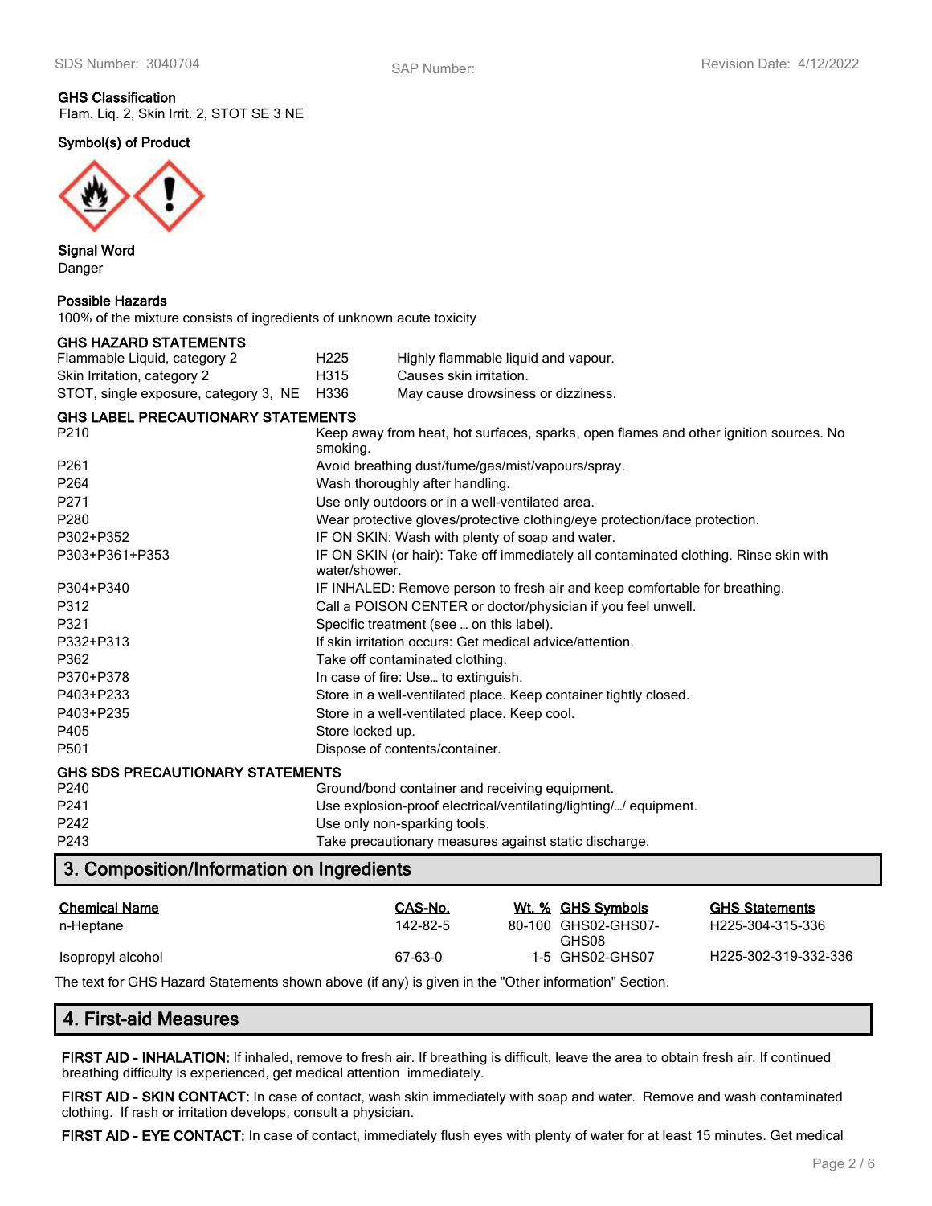**GHS Classification**
Flam. Liq. 2, Skin Irrit. 2, STOT SE 3 NE

**Symbol(s) of Product**

**Signal Word**
Danger

**Possible Hazards**
100% of the mixture consists of ingredients of unknown acute toxicity

**GHS HAZARD STATEMENTS**

| | | |
|---|---|---|
| Flammable Liquid, category 2 | H225 | Highly flammable liquid and vapour. |
| Skin Irritation, category 2 | H315 | Causes skin irritation. |
| STOT, single exposure, category 3, NE | H336 | May cause drowsiness or dizziness. |

**GHS LABEL PRECAUTIONARY STATEMENTS**

| | |
|---|---|
| P210 | Keep away from heat, hot surfaces, sparks, open flames and other ignition sources. No smoking. |
| P261 | Avoid breathing dust/fume/gas/mist/vapours/spray. |
| P264 | Wash thoroughly after handling. |
| P271 | Use only outdoors or in a well-ventilated area. |
| P280 | Wear protective gloves/protective clothing/eye protection/face protection. |
| P302+P352 | IF ON SKIN: Wash with plenty of soap and water. |
| P303+P361+P353 | IF ON SKIN (or hair): Take off immediately all contaminated clothing. Rinse skin with water/shower. |
| P304+P340 | IF INHALED: Remove person to fresh air and keep comfortable for breathing. |
| P312 | Call a POISON CENTER or doctor/physician if you feel unwell. |
| P321 | Specific treatment (see … on this label). |
| P332+P313 | If skin irritation occurs: Get medical advice/attention. |
| P362 | Take off contaminated clothing. |
| P370+P378 | In case of fire: Use… to extinguish. |
| P403+P233 | Store in a well-ventilated place. Keep container tightly closed. |
| P403+P235 | Store in a well-ventilated place. Keep cool. |
| P405 | Store locked up. |
| P501 | Dispose of contents/container. |

**GHS SDS PRECAUTIONARY STATEMENTS**

| | |
|---|---|
| P240 | Ground/bond container and receiving equipment. |
| P241 | Use explosion-proof electrical/ventilating/lighting/…/ equipment. |
| P242 | Use only non-sparking tools. |
| P243 | Take precautionary measures against static discharge. |

## 3. Composition/Information on Ingredients

| Chemical Name | CAS-No. | Wt. % | GHS Symbols | GHS Statements |
|---|---|---|---|---|
| n-Heptane | 142-82-5 | 80-100 | GHS02-GHS07-GHS08 | H225-304-315-336 |
| Isopropyl alcohol | 67-63-0 | 1-5 | GHS02-GHS07 | H225-302-319-332-336 |

The text for GHS Hazard Statements shown above (if any) is given in the "Other information" Section.

## 4. First-aid Measures

**FIRST AID - INHALATION:** If inhaled, remove to fresh air. If breathing is difficult, leave the area to obtain fresh air. If continued breathing difficulty is experienced, get medical attention immediately.

**FIRST AID - SKIN CONTACT:** In case of contact, wash skin immediately with soap and water. Remove and wash contaminated clothing. If rash or irritation develops, consult a physician.

**FIRST AID - EYE CONTACT:** In case of contact, immediately flush eyes with plenty of water for at least 15 minutes. Get medical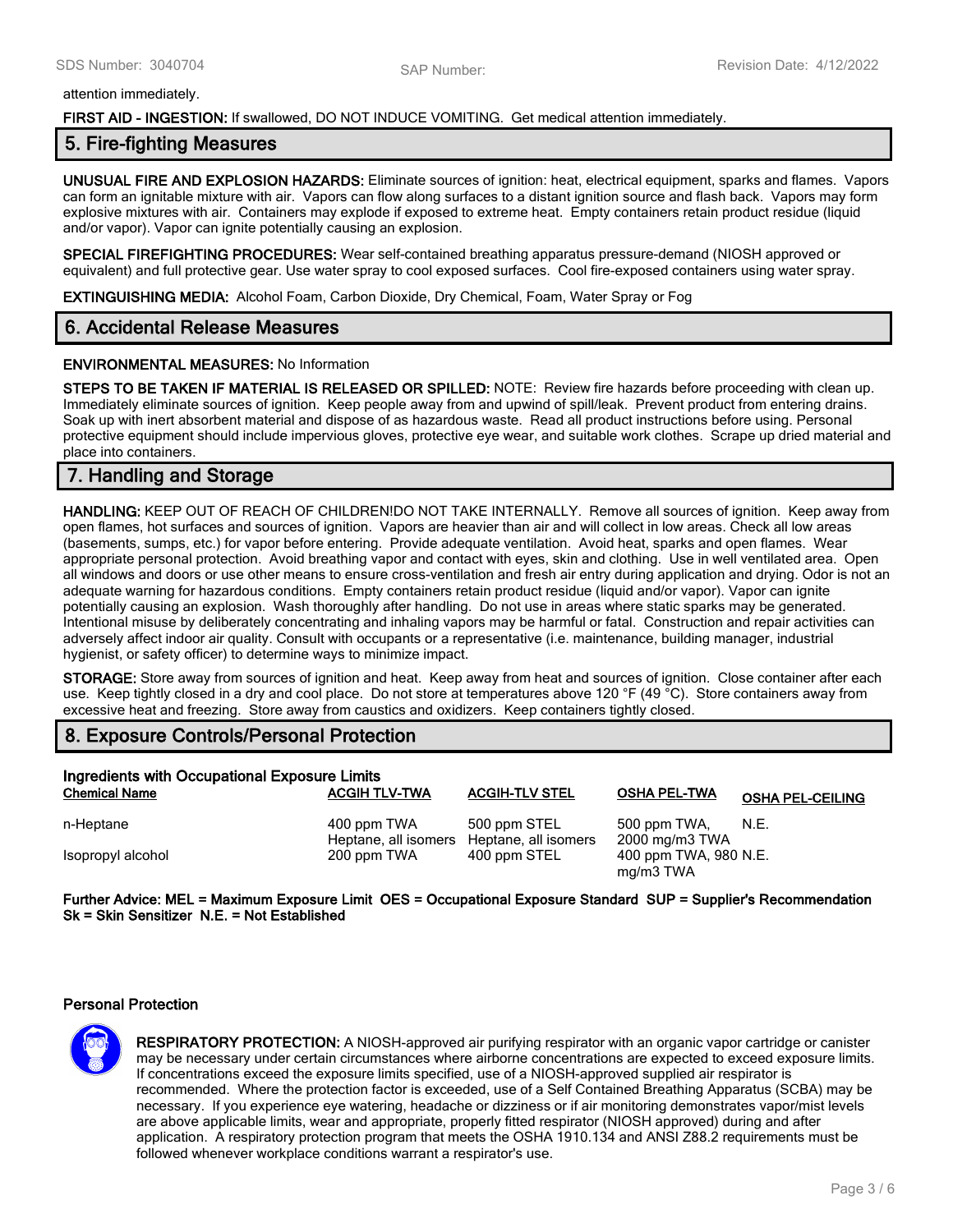attention immediately.

**FIRST AID - INGESTION:** If swallowed, DO NOT INDUCE VOMITING. Get medical attention immediately.

## 5. Fire-fighting Measures

**UNUSUAL FIRE AND EXPLOSION HAZARDS:** Eliminate sources of ignition: heat, electrical equipment, sparks and flames. Vapors can form an ignitable mixture with air. Vapors can flow along surfaces to a distant ignition source and flash back. Vapors may form explosive mixtures with air. Containers may explode if exposed to extreme heat. Empty containers retain product residue (liquid and/or vapor). Vapor can ignite potentially causing an explosion.

**SPECIAL FIREFIGHTING PROCEDURES:** Wear self-contained breathing apparatus pressure-demand (NIOSH approved or equivalent) and full protective gear. Use water spray to cool exposed surfaces. Cool fire-exposed containers using water spray.

**EXTINGUISHING MEDIA:** Alcohol Foam, Carbon Dioxide, Dry Chemical, Foam, Water Spray or Fog

## 6. Accidental Release Measures

**ENVIRONMENTAL MEASURES:** No Information

**STEPS TO BE TAKEN IF MATERIAL IS RELEASED OR SPILLED:** NOTE: Review fire hazards before proceeding with clean up. Immediately eliminate sources of ignition. Keep people away from and upwind of spill/leak. Prevent product from entering drains. Soak up with inert absorbent material and dispose of as hazardous waste. Read all product instructions before using. Personal protective equipment should include impervious gloves, protective eye wear, and suitable work clothes. Scrape up dried material and place into containers.

## 7. Handling and Storage

**HANDLING:** KEEP OUT OF REACH OF CHILDREN!DO NOT TAKE INTERNALLY. Remove all sources of ignition. Keep away from open flames, hot surfaces and sources of ignition. Vapors are heavier than air and will collect in low areas. Check all low areas (basements, sumps, etc.) for vapor before entering. Provide adequate ventilation. Avoid heat, sparks and open flames. Wear appropriate personal protection. Avoid breathing vapor and contact with eyes, skin and clothing. Use in well ventilated area. Open all windows and doors or use other means to ensure cross-ventilation and fresh air entry during application and drying. Odor is not an adequate warning for hazardous conditions. Empty containers retain product residue (liquid and/or vapor). Vapor can ignite potentially causing an explosion. Wash thoroughly after handling. Do not use in areas where static sparks may be generated. Intentional misuse by deliberately concentrating and inhaling vapors may be harmful or fatal. Construction and repair activities can adversely affect indoor air quality. Consult with occupants or a representative (i.e. maintenance, building manager, industrial hygienist, or safety officer) to determine ways to minimize impact.

**STORAGE:** Store away from sources of ignition and heat. Keep away from heat and sources of ignition. Close container after each use. Keep tightly closed in a dry and cool place. Do not store at temperatures above 120 °F (49 °C). Store containers away from excessive heat and freezing. Store away from caustics and oxidizers. Keep containers tightly closed.

## 8. Exposure Controls/Personal Protection

**Ingredients with Occupational Exposure Limits**

| Chemical Name | ACGIH TLV-TWA | ACGIH-TLV STEL | OSHA PEL-TWA | OSHA PEL-CEILING |
|---|---|---|---|---|
| n-Heptane | 400 ppm TWA Heptane, all isomers | 500 ppm STEL Heptane, all isomers | 500 ppm TWA, 2000 mg/m3 TWA | N.E. |
| Isopropyl alcohol | 200 ppm TWA | 400 ppm STEL | 400 ppm TWA, 980 mg/m3 TWA | N.E. |

**Further Advice: MEL = Maximum Exposure Limit OES = Occupational Exposure Standard SUP = Supplier's Recommendation Sk = Skin Sensitizer N.E. = Not Established**

### Personal Protection

**RESPIRATORY PROTECTION:** A NIOSH-approved air purifying respirator with an organic vapor cartridge or canister may be necessary under certain circumstances where airborne concentrations are expected to exceed exposure limits. If concentrations exceed the exposure limits specified, use of a NIOSH-approved supplied air respirator is recommended. Where the protection factor is exceeded, use of a Self Contained Breathing Apparatus (SCBA) may be necessary. If you experience eye watering, headache or dizziness or if air monitoring demonstrates vapor/mist levels are above applicable limits, wear and appropriate, properly fitted respirator (NIOSH approved) during and after application. A respiratory protection program that meets the OSHA 1910.134 and ANSI Z88.2 requirements must be followed whenever workplace conditions warrant a respirator's use.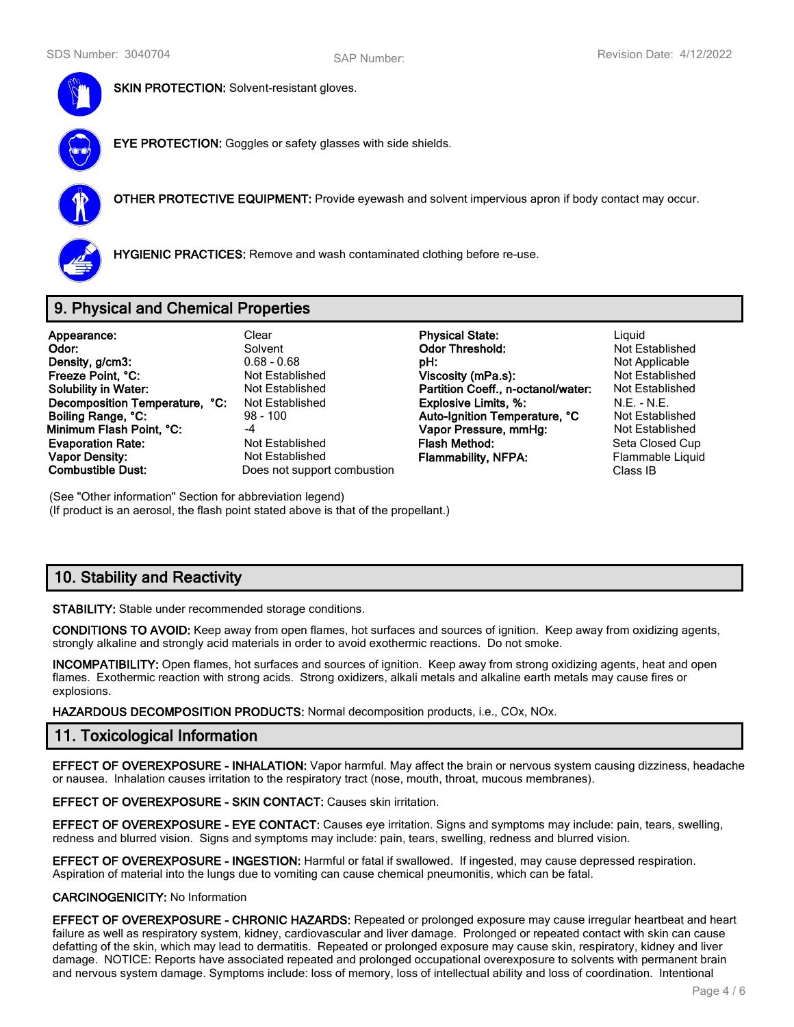**SKIN PROTECTION:** Solvent-resistant gloves.

**EYE PROTECTION:** Goggles or safety glasses with side shields.

**OTHER PROTECTIVE EQUIPMENT:** Provide eyewash and solvent impervious apron if body contact may occur.

**HYGIENIC PRACTICES:** Remove and wash contaminated clothing before re-use.

## 9. Physical and Chemical Properties

| | | | |
|---|---|---|---|
| **Appearance:** | Clear | **Physical State:** | Liquid |
| **Odor:** | Solvent | **Odor Threshold:** | Not Established |
| **Density, g/cm3:** | 0.68 - 0.68 | **pH:** | Not Applicable |
| **Freeze Point, °C:** | Not Established | **Viscosity (mPa.s):** | Not Established |
| **Solubility in Water:** | Not Established | **Partition Coeff., n-octanol/water:** | Not Established |
| **Decomposition Temperature, °C:** | Not Established | **Explosive Limits, %:** | N.E. - N.E. |
| **Boiling Range, °C:** | 98 - 100 | **Auto-Ignition Temperature, °C** | Not Established |
| **Minimum Flash Point, °C:** | -4 | **Vapor Pressure, mmHg:** | Not Established |
| **Evaporation Rate:** | Not Established | **Flash Method:** | Seta Closed Cup |
| **Vapor Density:** | Not Established | **Flammability, NFPA:** | Flammable Liquid Class IB |
| **Combustible Dust:** | Does not support combustion | | |

(See "Other information" Section for abbreviation legend)
(If product is an aerosol, the flash point stated above is that of the propellant.)

## 10. Stability and Reactivity

**STABILITY:** Stable under recommended storage conditions.

**CONDITIONS TO AVOID:** Keep away from open flames, hot surfaces and sources of ignition. Keep away from oxidizing agents, strongly alkaline and strongly acid materials in order to avoid exothermic reactions. Do not smoke.

**INCOMPATIBILITY:** Open flames, hot surfaces and sources of ignition. Keep away from strong oxidizing agents, heat and open flames. Exothermic reaction with strong acids. Strong oxidizers, alkali metals and alkaline earth metals may cause fires or explosions.

**HAZARDOUS DECOMPOSITION PRODUCTS:** Normal decomposition products, i.e., COx, NOx.

## 11. Toxicological Information

**EFFECT OF OVEREXPOSURE - INHALATION:** Vapor harmful. May affect the brain or nervous system causing dizziness, headache or nausea. Inhalation causes irritation to the respiratory tract (nose, mouth, throat, mucous membranes).

**EFFECT OF OVEREXPOSURE - SKIN CONTACT:** Causes skin irritation.

**EFFECT OF OVEREXPOSURE - EYE CONTACT:** Causes eye irritation. Signs and symptoms may include: pain, tears, swelling, redness and blurred vision. Signs and symptoms may include: pain, tears, swelling, redness and blurred vision.

**EFFECT OF OVEREXPOSURE - INGESTION:** Harmful or fatal if swallowed. If ingested, may cause depressed respiration. Aspiration of material into the lungs due to vomiting can cause chemical pneumonitis, which can be fatal.

**CARCINOGENICITY:** No Information

**EFFECT OF OVEREXPOSURE - CHRONIC HAZARDS:** Repeated or prolonged exposure may cause irregular heartbeat and heart failure as well as respiratory system, kidney, cardiovascular and liver damage. Prolonged or repeated contact with skin can cause defatting of the skin, which may lead to dermatitis. Repeated or prolonged exposure may cause skin, respiratory, kidney and liver damage. NOTICE: Reports have associated repeated and prolonged occupational overexposure to solvents with permanent brain and nervous system damage. Symptoms include: loss of memory, loss of intellectual ability and loss of coordination. Intentional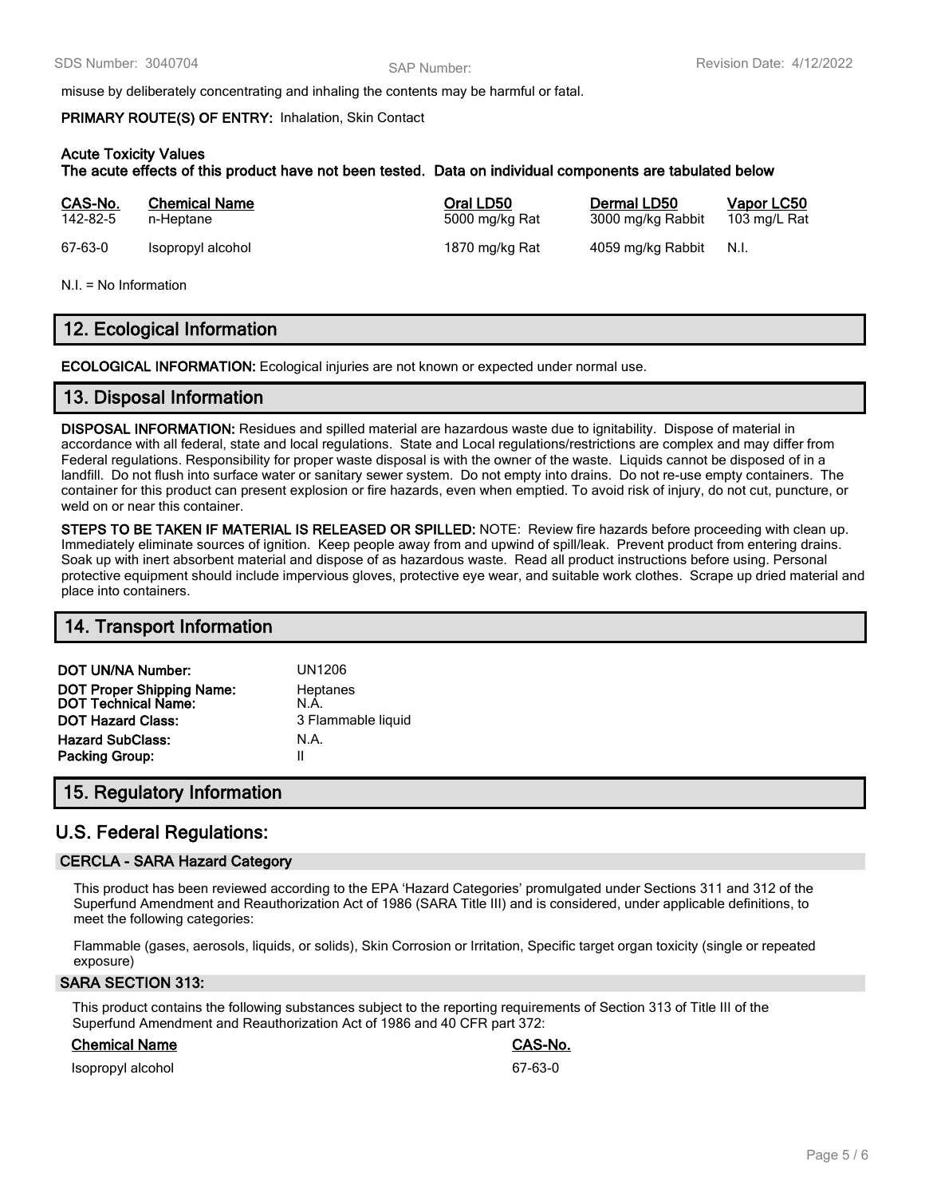misuse by deliberately concentrating and inhaling the contents may be harmful or fatal.

**PRIMARY ROUTE(S) OF ENTRY:** Inhalation, Skin Contact

**Acute Toxicity Values**
**The acute effects of this product have not been tested. Data on individual components are tabulated below**

| CAS-No. | Chemical Name | Oral LD50 | Dermal LD50 | Vapor LC50 |
|---|---|---|---|---|
| 142-82-5 | n-Heptane | 5000 mg/kg Rat | 3000 mg/kg Rabbit | 103 mg/L Rat |
| 67-63-0 | Isopropyl alcohol | 1870 mg/kg Rat | 4059 mg/kg Rabbit | N.I. |

N.I. = No Information

## 12. Ecological Information

**ECOLOGICAL INFORMATION:** Ecological injuries are not known or expected under normal use.

## 13. Disposal Information

**DISPOSAL INFORMATION:** Residues and spilled material are hazardous waste due to ignitability. Dispose of material in accordance with all federal, state and local regulations. State and Local regulations/restrictions are complex and may differ from Federal regulations. Responsibility for proper waste disposal is with the owner of the waste. Liquids cannot be disposed of in a landfill. Do not flush into surface water or sanitary sewer system. Do not empty into drains. Do not re-use empty containers. The container for this product can present explosion or fire hazards, even when emptied. To avoid risk of injury, do not cut, puncture, or weld on or near this container.

**STEPS TO BE TAKEN IF MATERIAL IS RELEASED OR SPILLED:** NOTE: Review fire hazards before proceeding with clean up. Immediately eliminate sources of ignition. Keep people away from and upwind of spill/leak. Prevent product from entering drains. Soak up with inert absorbent material and dispose of as hazardous waste. Read all product instructions before using. Personal protective equipment should include impervious gloves, protective eye wear, and suitable work clothes. Scrape up dried material and place into containers.

## 14. Transport Information

| | |
|---|---|
| **DOT UN/NA Number:** | UN1206 |
| **DOT Proper Shipping Name:** | Heptanes |
| **DOT Technical Name:** | N.A. |
| **DOT Hazard Class:** | 3 Flammable liquid |
| **Hazard SubClass:** | N.A. |
| **Packing Group:** | II |

## 15. Regulatory Information

## U.S. Federal Regulations:

### CERCLA - SARA Hazard Category

This product has been reviewed according to the EPA 'Hazard Categories' promulgated under Sections 311 and 312 of the Superfund Amendment and Reauthorization Act of 1986 (SARA Title III) and is considered, under applicable definitions, to meet the following categories:

Flammable (gases, aerosols, liquids, or solids), Skin Corrosion or Irritation, Specific target organ toxicity (single or repeated exposure)

### SARA SECTION 313:

This product contains the following substances subject to the reporting requirements of Section 313 of Title III of the Superfund Amendment and Reauthorization Act of 1986 and 40 CFR part 372:

| Chemical Name | CAS-No. |
|---|---|
| Isopropyl alcohol | 67-63-0 |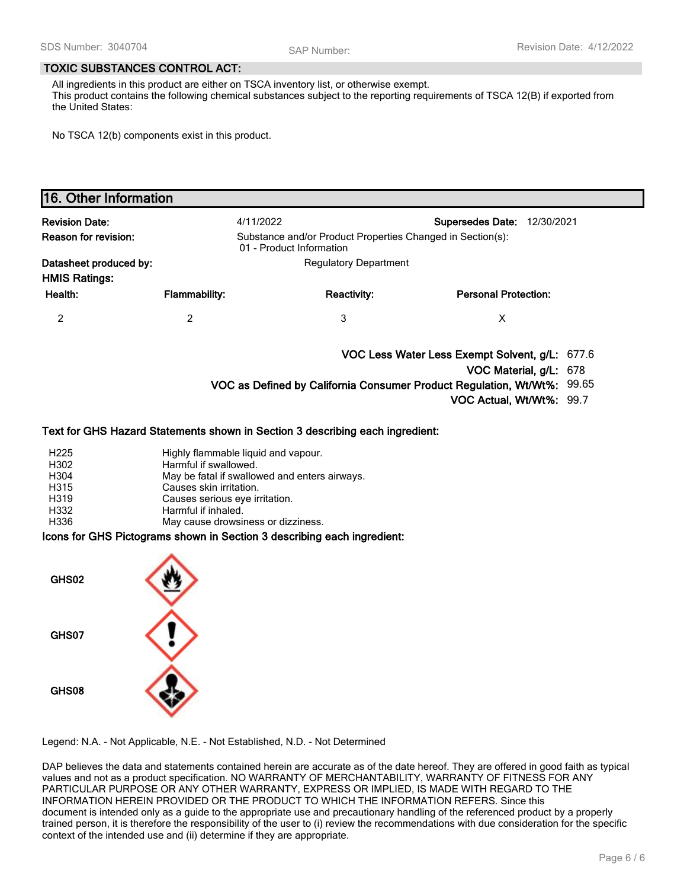### TOXIC SUBSTANCES CONTROL ACT:

All ingredients in this product are either on TSCA inventory list, or otherwise exempt.
This product contains the following chemical substances subject to the reporting requirements of TSCA 12(B) if exported from the United States:

No TSCA 12(b) components exist in this product.

## 16. Other Information

**Revision Date:** 4/11/2022 **Supersedes Date:** 12/30/2021

**Reason for revision:** Substance and/or Product Properties Changed in Section(s):
01 - Product Information

**Datasheet produced by:** Regulatory Department

**HMIS Ratings:**

| Health: | Flammability: | Reactivity: | Personal Protection: |
|---|---|---|---|
| 2 | 2 | 3 | X |

**VOC Less Water Less Exempt Solvent, g/L:** 677.6
**VOC Material, g/L:** 678
**VOC as Defined by California Consumer Product Regulation, Wt/Wt%:** 99.65
**VOC Actual, Wt/Wt%:** 99.7

**Text for GHS Hazard Statements shown in Section 3 describing each ingredient:**

| | |
|---|---|
| H225 | Highly flammable liquid and vapour. |
| H302 | Harmful if swallowed. |
| H304 | May be fatal if swallowed and enters airways. |
| H315 | Causes skin irritation. |
| H319 | Causes serious eye irritation. |
| H332 | Harmful if inhaled. |
| H336 | May cause drowsiness or dizziness. |

**Icons for GHS Pictograms shown in Section 3 describing each ingredient:**

GHS02

GHS07

GHS08

Legend: N.A. - Not Applicable, N.E. - Not Established, N.D. - Not Determined

DAP believes the data and statements contained herein are accurate as of the date hereof. They are offered in good faith as typical values and not as a product specification. NO WARRANTY OF MERCHANTABILITY, WARRANTY OF FITNESS FOR ANY PARTICULAR PURPOSE OR ANY OTHER WARRANTY, EXPRESS OR IMPLIED, IS MADE WITH REGARD TO THE INFORMATION HEREIN PROVIDED OR THE PRODUCT TO WHICH THE INFORMATION REFERS. Since this document is intended only as a guide to the appropriate use and precautionary handling of the referenced product by a properly trained person, it is therefore the responsibility of the user to (i) review the recommendations with due consideration for the specific context of the intended use and (ii) determine if they are appropriate.